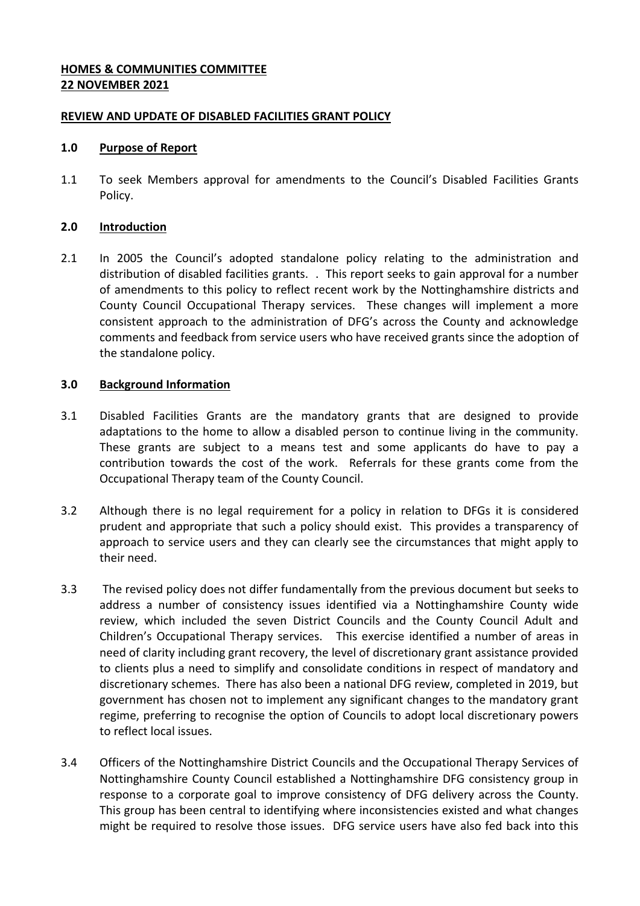**HOMES & COMMUNITIES COMMITTEE**
**22 NOVEMBER 2021**

**REVIEW AND UPDATE OF DISABLED FACILITIES GRANT POLICY**

**1.0 Purpose of Report**

1.1 To seek Members approval for amendments to the Council's Disabled Facilities Grants Policy.

**2.0 Introduction**

2.1 In 2005 the Council's adopted standalone policy relating to the administration and distribution of disabled facilities grants. . This report seeks to gain approval for a number of amendments to this policy to reflect recent work by the Nottinghamshire districts and County Council Occupational Therapy services. These changes will implement a more consistent approach to the administration of DFG's across the County and acknowledge comments and feedback from service users who have received grants since the adoption of the standalone policy.

**3.0 Background Information**

3.1 Disabled Facilities Grants are the mandatory grants that are designed to provide adaptations to the home to allow a disabled person to continue living in the community. These grants are subject to a means test and some applicants do have to pay a contribution towards the cost of the work. Referrals for these grants come from the Occupational Therapy team of the County Council.

3.2 Although there is no legal requirement for a policy in relation to DFGs it is considered prudent and appropriate that such a policy should exist. This provides a transparency of approach to service users and they can clearly see the circumstances that might apply to their need.

3.3 The revised policy does not differ fundamentally from the previous document but seeks to address a number of consistency issues identified via a Nottinghamshire County wide review, which included the seven District Councils and the County Council Adult and Children's Occupational Therapy services. This exercise identified a number of areas in need of clarity including grant recovery, the level of discretionary grant assistance provided to clients plus a need to simplify and consolidate conditions in respect of mandatory and discretionary schemes. There has also been a national DFG review, completed in 2019, but government has chosen not to implement any significant changes to the mandatory grant regime, preferring to recognise the option of Councils to adopt local discretionary powers to reflect local issues.

3.4 Officers of the Nottinghamshire District Councils and the Occupational Therapy Services of Nottinghamshire County Council established a Nottinghamshire DFG consistency group in response to a corporate goal to improve consistency of DFG delivery across the County. This group has been central to identifying where inconsistencies existed and what changes might be required to resolve those issues. DFG service users have also fed back into this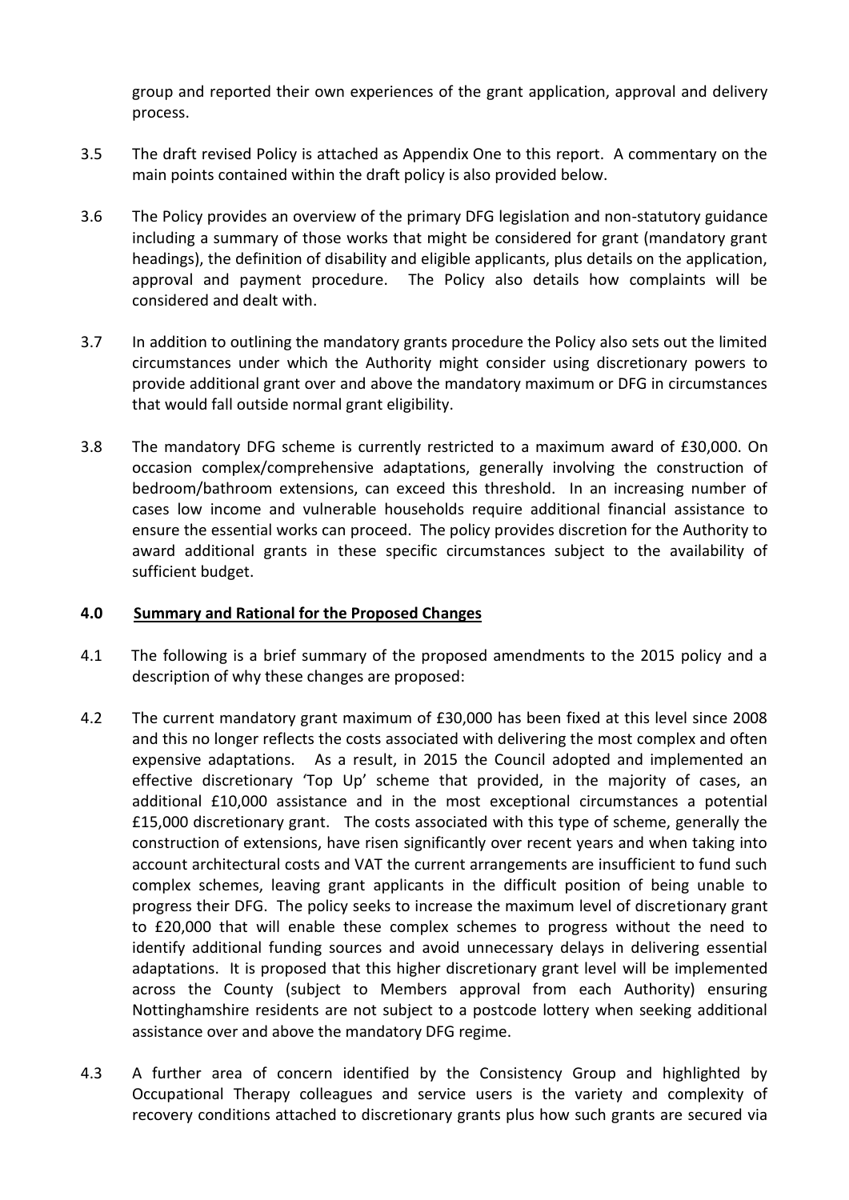group and reported their own experiences of the grant application, approval and delivery process.

3.5 The draft revised Policy is attached as Appendix One to this report. A commentary on the main points contained within the draft policy is also provided below.

3.6 The Policy provides an overview of the primary DFG legislation and non-statutory guidance including a summary of those works that might be considered for grant (mandatory grant headings), the definition of disability and eligible applicants, plus details on the application, approval and payment procedure. The Policy also details how complaints will be considered and dealt with.

3.7 In addition to outlining the mandatory grants procedure the Policy also sets out the limited circumstances under which the Authority might consider using discretionary powers to provide additional grant over and above the mandatory maximum or DFG in circumstances that would fall outside normal grant eligibility.

3.8 The mandatory DFG scheme is currently restricted to a maximum award of £30,000. On occasion complex/comprehensive adaptations, generally involving the construction of bedroom/bathroom extensions, can exceed this threshold. In an increasing number of cases low income and vulnerable households require additional financial assistance to ensure the essential works can proceed. The policy provides discretion for the Authority to award additional grants in these specific circumstances subject to the availability of sufficient budget.

## 4.0 Summary and Rational for the Proposed Changes

4.1 The following is a brief summary of the proposed amendments to the 2015 policy and a description of why these changes are proposed:

4.2 The current mandatory grant maximum of £30,000 has been fixed at this level since 2008 and this no longer reflects the costs associated with delivering the most complex and often expensive adaptations. As a result, in 2015 the Council adopted and implemented an effective discretionary 'Top Up' scheme that provided, in the majority of cases, an additional £10,000 assistance and in the most exceptional circumstances a potential £15,000 discretionary grant. The costs associated with this type of scheme, generally the construction of extensions, have risen significantly over recent years and when taking into account architectural costs and VAT the current arrangements are insufficient to fund such complex schemes, leaving grant applicants in the difficult position of being unable to progress their DFG. The policy seeks to increase the maximum level of discretionary grant to £20,000 that will enable these complex schemes to progress without the need to identify additional funding sources and avoid unnecessary delays in delivering essential adaptations. It is proposed that this higher discretionary grant level will be implemented across the County (subject to Members approval from each Authority) ensuring Nottinghamshire residents are not subject to a postcode lottery when seeking additional assistance over and above the mandatory DFG regime.

4.3 A further area of concern identified by the Consistency Group and highlighted by Occupational Therapy colleagues and service users is the variety and complexity of recovery conditions attached to discretionary grants plus how such grants are secured via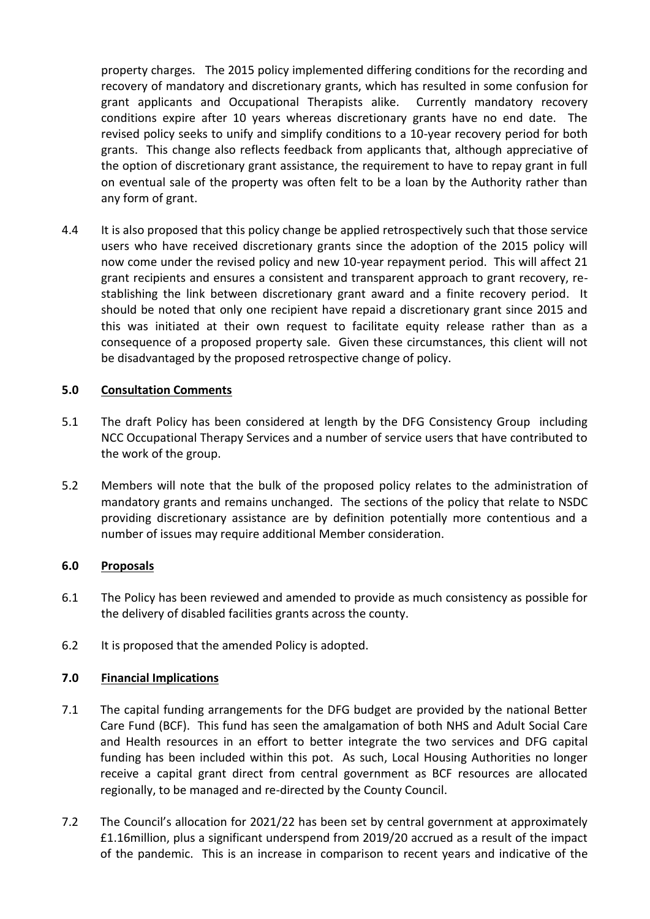property charges. The 2015 policy implemented differing conditions for the recording and recovery of mandatory and discretionary grants, which has resulted in some confusion for grant applicants and Occupational Therapists alike. Currently mandatory recovery conditions expire after 10 years whereas discretionary grants have no end date. The revised policy seeks to unify and simplify conditions to a 10-year recovery period for both grants. This change also reflects feedback from applicants that, although appreciative of the option of discretionary grant assistance, the requirement to have to repay grant in full on eventual sale of the property was often felt to be a loan by the Authority rather than any form of grant.

4.4 It is also proposed that this policy change be applied retrospectively such that those service users who have received discretionary grants since the adoption of the 2015 policy will now come under the revised policy and new 10-year repayment period. This will affect 21 grant recipients and ensures a consistent and transparent approach to grant recovery, re-stablishing the link between discretionary grant award and a finite recovery period. It should be noted that only one recipient have repaid a discretionary grant since 2015 and this was initiated at their own request to facilitate equity release rather than as a consequence of a proposed property sale. Given these circumstances, this client will not be disadvantaged by the proposed retrospective change of policy.

## 5.0 Consultation Comments

5.1 The draft Policy has been considered at length by the DFG Consistency Group including NCC Occupational Therapy Services and a number of service users that have contributed to the work of the group.

5.2 Members will note that the bulk of the proposed policy relates to the administration of mandatory grants and remains unchanged. The sections of the policy that relate to NSDC providing discretionary assistance are by definition potentially more contentious and a number of issues may require additional Member consideration.

## 6.0 Proposals

6.1 The Policy has been reviewed and amended to provide as much consistency as possible for the delivery of disabled facilities grants across the county.

6.2 It is proposed that the amended Policy is adopted.

## 7.0 Financial Implications

7.1 The capital funding arrangements for the DFG budget are provided by the national Better Care Fund (BCF). This fund has seen the amalgamation of both NHS and Adult Social Care and Health resources in an effort to better integrate the two services and DFG capital funding has been included within this pot. As such, Local Housing Authorities no longer receive a capital grant direct from central government as BCF resources are allocated regionally, to be managed and re-directed by the County Council.

7.2 The Council's allocation for 2021/22 has been set by central government at approximately £1.16million, plus a significant underspend from 2019/20 accrued as a result of the impact of the pandemic. This is an increase in comparison to recent years and indicative of the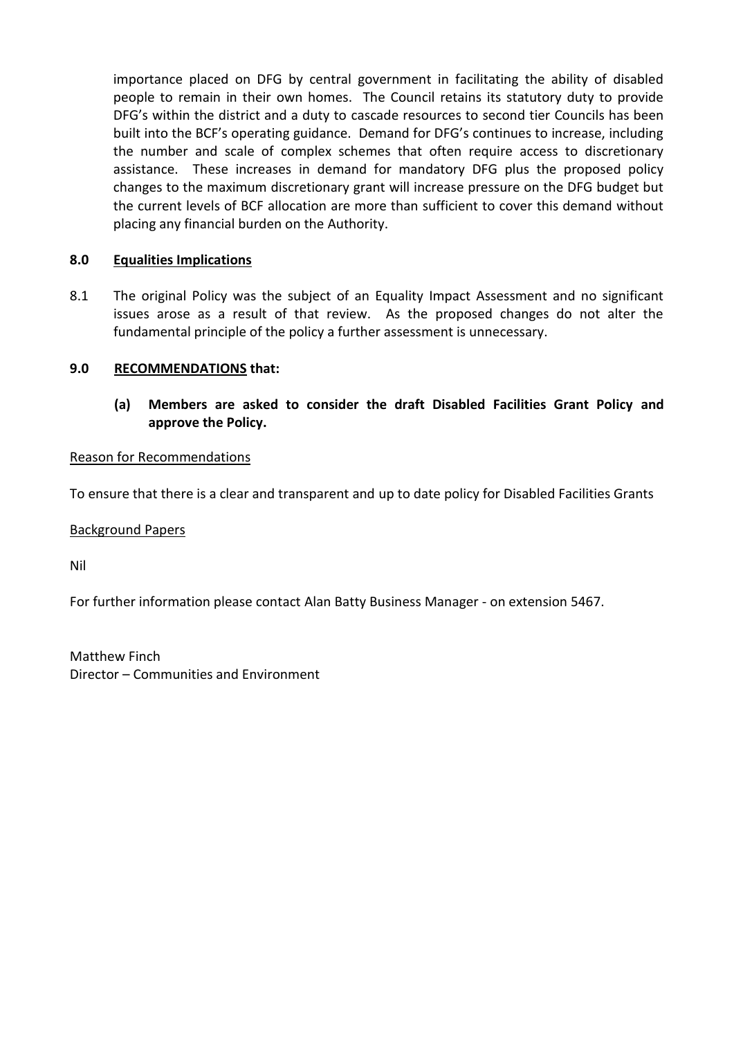importance placed on DFG by central government in facilitating the ability of disabled people to remain in their own homes. The Council retains its statutory duty to provide DFG's within the district and a duty to cascade resources to second tier Councils has been built into the BCF's operating guidance. Demand for DFG's continues to increase, including the number and scale of complex schemes that often require access to discretionary assistance. These increases in demand for mandatory DFG plus the proposed policy changes to the maximum discretionary grant will increase pressure on the DFG budget but the current levels of BCF allocation are more than sufficient to cover this demand without placing any financial burden on the Authority.

## 8.0 Equalities Implications

8.1 The original Policy was the subject of an Equality Impact Assessment and no significant issues arose as a result of that review. As the proposed changes do not alter the fundamental principle of the policy a further assessment is unnecessary.

## 9.0 RECOMMENDATIONS that:

**(a) Members are asked to consider the draft Disabled Facilities Grant Policy and approve the Policy.**

Reason for Recommendations

To ensure that there is a clear and transparent and up to date policy for Disabled Facilities Grants

Background Papers

Nil

For further information please contact Alan Batty Business Manager - on extension 5467.

Matthew Finch
Director – Communities and Environment